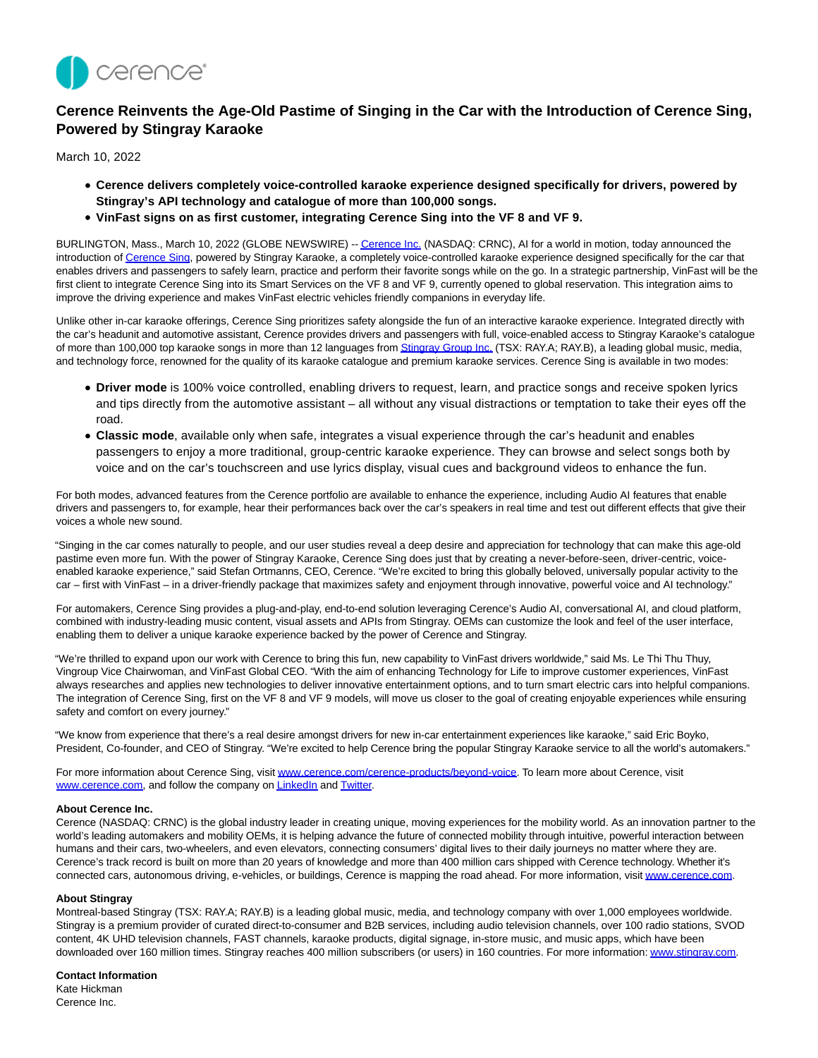# Cerence Reinvents the Age-Old Pastime of Singing in the Car with the Introduction of Cerence Sing, Powered by Stingray Karaoke

March 10, 2022

- **Cerence delivers completely voice-controlled karaoke experience designed specifically for drivers, powered by Stingray's API technology and catalogue of more than 100,000 songs.**
- **VinFast signs on as first customer, integrating Cerence Sing into the VF 8 and VF 9.**

BURLINGTON, Mass., March 10, 2022 (GLOBE NEWSWIRE) -- Cerence Inc. (NASDAQ: CRNC), AI for a world in motion, today announced the introduction of Cerence Sing, powered by Stingray Karaoke, a completely voice-controlled karaoke experience designed specifically for the car that enables drivers and passengers to safely learn, practice and perform their favorite songs while on the go. In a strategic partnership, VinFast will be the first client to integrate Cerence Sing into its Smart Services on the VF 8 and VF 9, currently opened to global reservation. This integration aims to improve the driving experience and makes VinFast electric vehicles friendly companions in everyday life.

Unlike other in-car karaoke offerings, Cerence Sing prioritizes safety alongside the fun of an interactive karaoke experience. Integrated directly with the car's headunit and automotive assistant, Cerence provides drivers and passengers with full, voice-enabled access to Stingray Karaoke's catalogue of more than 100,000 top karaoke songs in more than 12 languages from Stingray Group Inc. (TSX: RAY.A; RAY.B), a leading global music, media, and technology force, renowned for the quality of its karaoke catalogue and premium karaoke services. Cerence Sing is available in two modes:

- **Driver mode** is 100% voice controlled, enabling drivers to request, learn, and practice songs and receive spoken lyrics and tips directly from the automotive assistant – all without any visual distractions or temptation to take their eyes off the road.
- **Classic mode**, available only when safe, integrates a visual experience through the car's headunit and enables passengers to enjoy a more traditional, group-centric karaoke experience. They can browse and select songs both by voice and on the car's touchscreen and use lyrics display, visual cues and background videos to enhance the fun.

For both modes, advanced features from the Cerence portfolio are available to enhance the experience, including Audio AI features that enable drivers and passengers to, for example, hear their performances back over the car's speakers in real time and test out different effects that give their voices a whole new sound.

"Singing in the car comes naturally to people, and our user studies reveal a deep desire and appreciation for technology that can make this age-old pastime even more fun. With the power of Stingray Karaoke, Cerence Sing does just that by creating a never-before-seen, driver-centric, voice-enabled karaoke experience," said Stefan Ortmanns, CEO, Cerence. "We're excited to bring this globally beloved, universally popular activity to the car – first with VinFast – in a driver-friendly package that maximizes safety and enjoyment through innovative, powerful voice and AI technology."

For automakers, Cerence Sing provides a plug-and-play, end-to-end solution leveraging Cerence's Audio AI, conversational AI, and cloud platform, combined with industry-leading music content, visual assets and APIs from Stingray. OEMs can customize the look and feel of the user interface, enabling them to deliver a unique karaoke experience backed by the power of Cerence and Stingray.

"We're thrilled to expand upon our work with Cerence to bring this fun, new capability to VinFast drivers worldwide," said Ms. Le Thi Thu Thuy, Vingroup Vice Chairwoman, and VinFast Global CEO. "With the aim of enhancing Technology for Life to improve customer experiences, VinFast always researches and applies new technologies to deliver innovative entertainment options, and to turn smart electric cars into helpful companions. The integration of Cerence Sing, first on the VF 8 and VF 9 models, will move us closer to the goal of creating enjoyable experiences while ensuring safety and comfort on every journey."

"We know from experience that there's a real desire amongst drivers for new in-car entertainment experiences like karaoke," said Eric Boyko, President, Co-founder, and CEO of Stingray. "We're excited to help Cerence bring the popular Stingray Karaoke service to all the world's automakers."

For more information about Cerence Sing, visit www.cerence.com/cerence-products/beyond-voice. To learn more about Cerence, visit www.cerence.com, and follow the company on LinkedIn and Twitter.

**About Cerence Inc.**
Cerence (NASDAQ: CRNC) is the global industry leader in creating unique, moving experiences for the mobility world. As an innovation partner to the world's leading automakers and mobility OEMs, it is helping advance the future of connected mobility through intuitive, powerful interaction between humans and their cars, two-wheelers, and even elevators, connecting consumers' digital lives to their daily journeys no matter where they are. Cerence's track record is built on more than 20 years of knowledge and more than 400 million cars shipped with Cerence technology. Whether it's connected cars, autonomous driving, e-vehicles, or buildings, Cerence is mapping the road ahead. For more information, visit www.cerence.com.

**About Stingray**
Montreal-based Stingray (TSX: RAY.A; RAY.B) is a leading global music, media, and technology company with over 1,000 employees worldwide. Stingray is a premium provider of curated direct-to-consumer and B2B services, including audio television channels, over 100 radio stations, SVOD content, 4K UHD television channels, FAST channels, karaoke products, digital signage, in-store music, and music apps, which have been downloaded over 160 million times. Stingray reaches 400 million subscribers (or users) in 160 countries. For more information: www.stingray.com.

**Contact Information**
Kate Hickman
Cerence Inc.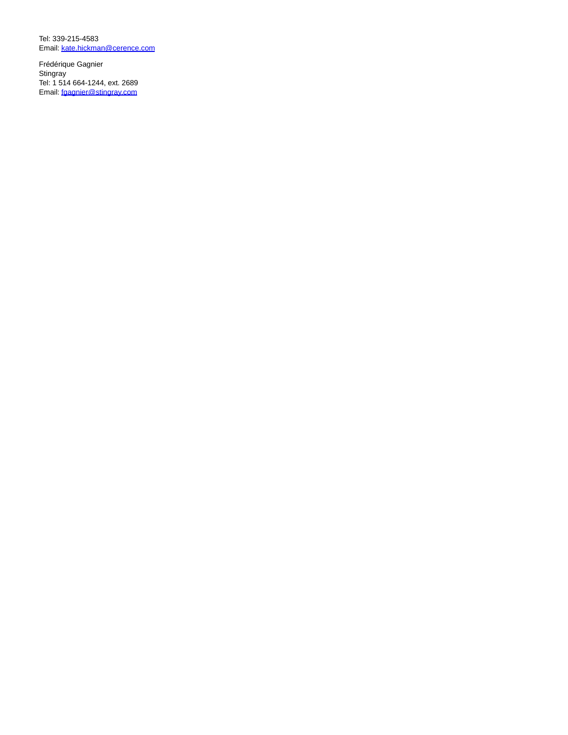Tel: 339-215-4583
Email: kate.hickman@cerence.com

Frédérique Gagnier
Stingray
Tel: 1 514 664-1244, ext. 2689
Email: fgagnier@stingray.com